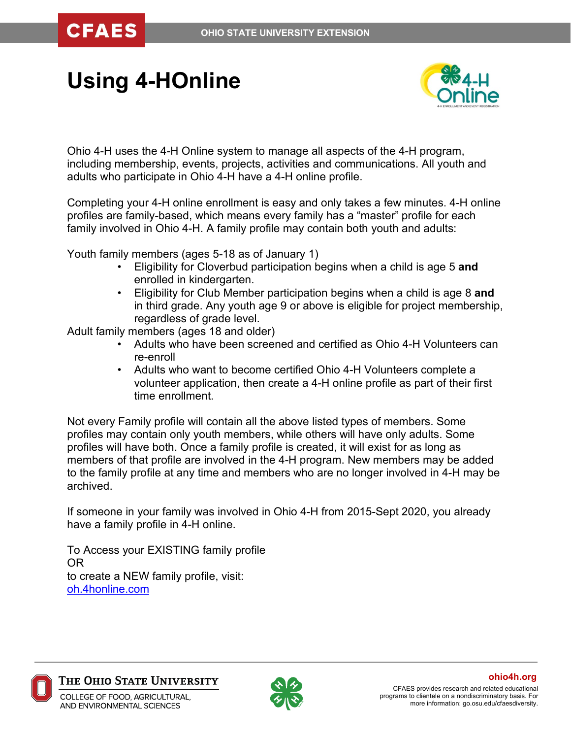# Using 4-HOnline

Ohio 4-H uses the 4-H Online system to manage all aspects of the 4-H program, including membership, events, projects, activities and communications. All youth and adults who participate in Ohio 4-H have a 4-H online profile.

Completing your 4-H online enrollment is easy and only takes a few minutes. 4-H online profiles are family-based, which means every family has a "master" profile for each family involved in Ohio 4-H. A family profile may contain both youth and adults:

Youth family members (ages 5-18 as of January 1)

- Eligibility for Cloverbud participation begins when a child is age 5 **and** enrolled in kindergarten.
- Eligibility for Club Member participation begins when a child is age 8 **and** in third grade. Any youth age 9 or above is eligible for project membership, regardless of grade level.

Adult family members (ages 18 and older)

- Adults who have been screened and certified as Ohio 4-H Volunteers can re-enroll
- Adults who want to become certified Ohio 4-H Volunteers complete a volunteer application, then create a 4-H online profile as part of their first time enrollment.

Not every Family profile will contain all the above listed types of members. Some profiles may contain only youth members, while others will have only adults. Some profiles will have both. Once a family profile is created, it will exist for as long as members of that profile are involved in the 4-H program. New members may be added to the family profile at any time and members who are no longer involved in 4-H may be archived.

If someone in your family was involved in Ohio 4-H from 2015-Sept 2020, you already have a family profile in 4-H online.

To Access your EXISTING family profile
OR
to create a NEW family profile, visit:
[oh.4honline.com](oh.4honline.com)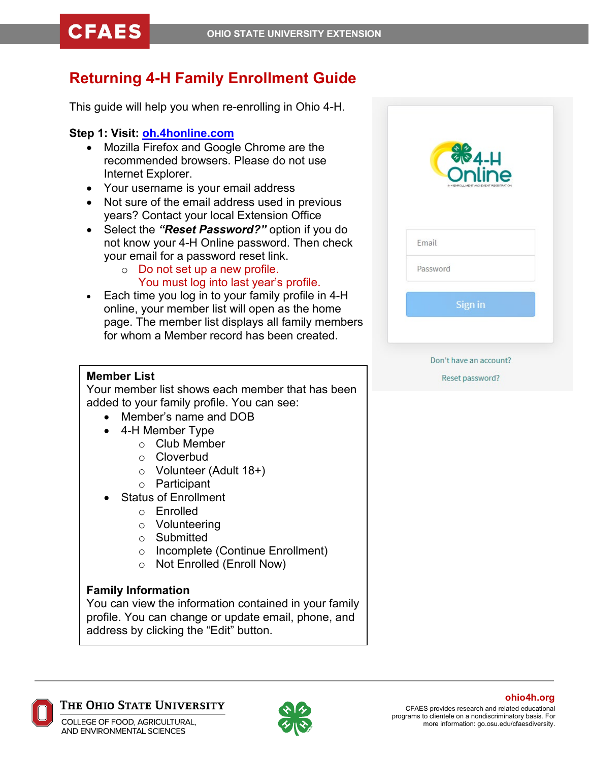# Returning 4-H Family Enrollment Guide

This guide will help you when re-enrolling in Ohio 4-H.

**Step 1: Visit: oh.4honline.com**

- Mozilla Firefox and Google Chrome are the recommended browsers. Please do not use Internet Explorer.
- Your username is your email address
- Not sure of the email address used in previous years? Contact your local Extension Office
- Select the ***"Reset Password?"*** option if you do not know your 4-H Online password. Then check your email for a password reset link.
  - Do not set up a new profile. You must log into last year's profile.
- Each time you log in to your family profile in 4-H online, your member list will open as the home page. The member list displays all family members for whom a Member record has been created.

4-H Online

4-H ENROLLMENT AND EVENT REGISTRATION

Email

Password

Sign in

Don't have an account?

Reset password?

**Member List**

Your member list shows each member that has been added to your family profile. You can see:

- Member's name and DOB
- 4-H Member Type
  - Club Member
  - Cloverbud
  - Volunteer (Adult 18+)
  - Participant
- Status of Enrollment
  - Enrolled
  - Volunteering
  - Submitted
  - Incomplete (Continue Enrollment)
  - Not Enrolled (Enroll Now)

**Family Information**

You can view the information contained in your family profile. You can change or update email, phone, and address by clicking the "Edit" button.

ohio4h.org

CFAES provides research and related educational programs to clientele on a nondiscriminatory basis. For more information: go.osu.edu/cfaesdiversity.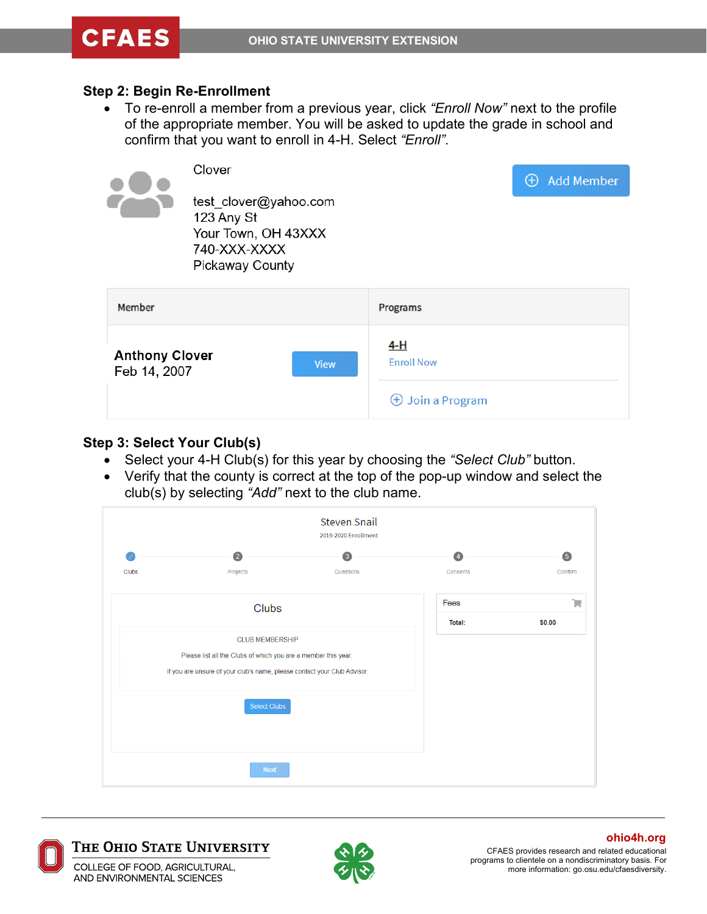### Step 2: Begin Re-Enrollment

- To re-enroll a member from a previous year, click *"Enroll Now"* next to the profile of the appropriate member. You will be asked to update the grade in school and confirm that you want to enroll in 4-H. Select *"Enroll"*.

Clover

test_clover@yahoo.com
123 Any St
Your Town, OH 43XXX
740-XXX-XXXX
Pickaway County

Add Member

| Member | Programs |
|---|---|
| **Anthony Clover** Feb 14, 2007 View | 4-H Enroll Now |
| | Join a Program |

### Step 3: Select Your Club(s)

- Select your 4-H Club(s) for this year by choosing the *"Select Club"* button.
- Verify that the county is correct at the top of the pop-up window and select the club(s) by selecting *"Add"* next to the club name.

Steven Snail
2019-2020 Enrollment

Clubs — 2 Projects — 3 Questions — 4 Consents — 5 Confirm

**Clubs**

CLUB MEMBERSHIP

Please list all the Clubs of which you are a member this year.

If you are unsure of your club's name, please contact your Club Advisor.

Select Clubs

| Fees | |
|---|---|
| Total: | $0.00 |

Next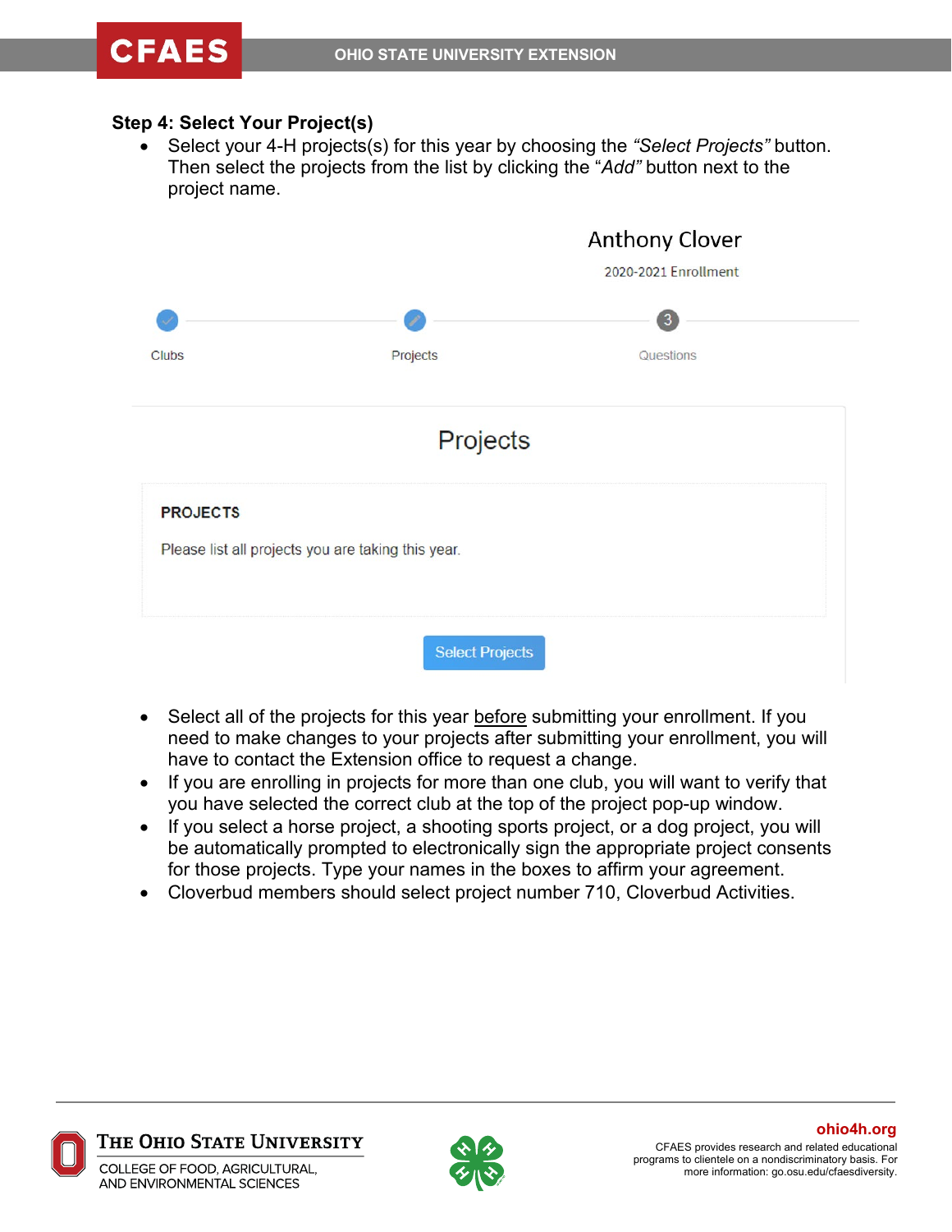### Step 4: Select Your Project(s)

- Select your 4-H projects(s) for this year by choosing the *"Select Projects"* button. Then select the projects from the list by clicking the "*Add"* button next to the project name.

Anthony Clover

2020-2021 Enrollment

Clubs | Projects | 3 Questions

Projects

**PROJECTS**

Please list all projects you are taking this year.

Select Projects

- Select all of the projects for this year <u>before</u> submitting your enrollment. If you need to make changes to your projects after submitting your enrollment, you will have to contact the Extension office to request a change.
- If you are enrolling in projects for more than one club, you will want to verify that you have selected the correct club at the top of the project pop-up window.
- If you select a horse project, a shooting sports project, or a dog project, you will be automatically prompted to electronically sign the appropriate project consents for those projects. Type your names in the boxes to affirm your agreement.
- Cloverbud members should select project number 710, Cloverbud Activities.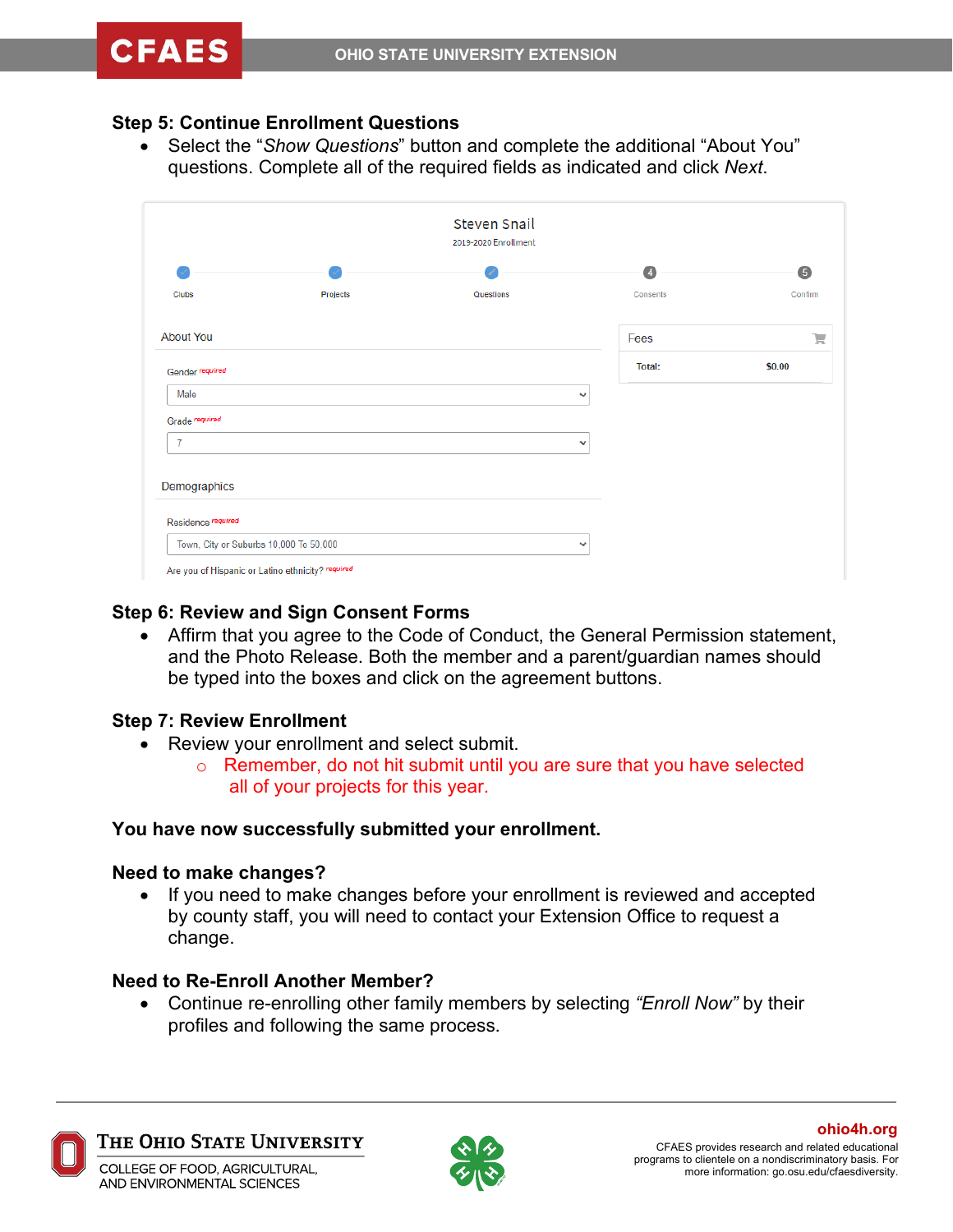## Step 5: Continue Enrollment Questions

- Select the "*Show Questions*" button and complete the additional "About You" questions. Complete all of the required fields as indicated and click *Next*.

## Step 6: Review and Sign Consent Forms

- Affirm that you agree to the Code of Conduct, the General Permission statement, and the Photo Release. Both the member and a parent/guardian names should be typed into the boxes and click on the agreement buttons.

## Step 7: Review Enrollment

- Review your enrollment and select submit.
  - Remember, do not hit submit until you are sure that you have selected all of your projects for this year.

**You have now successfully submitted your enrollment.**

## Need to make changes?

- If you need to make changes before your enrollment is reviewed and accepted by county staff, you will need to contact your Extension Office to request a change.

## Need to Re-Enroll Another Member?

- Continue re-enrolling other family members by selecting *"Enroll Now"* by their profiles and following the same process.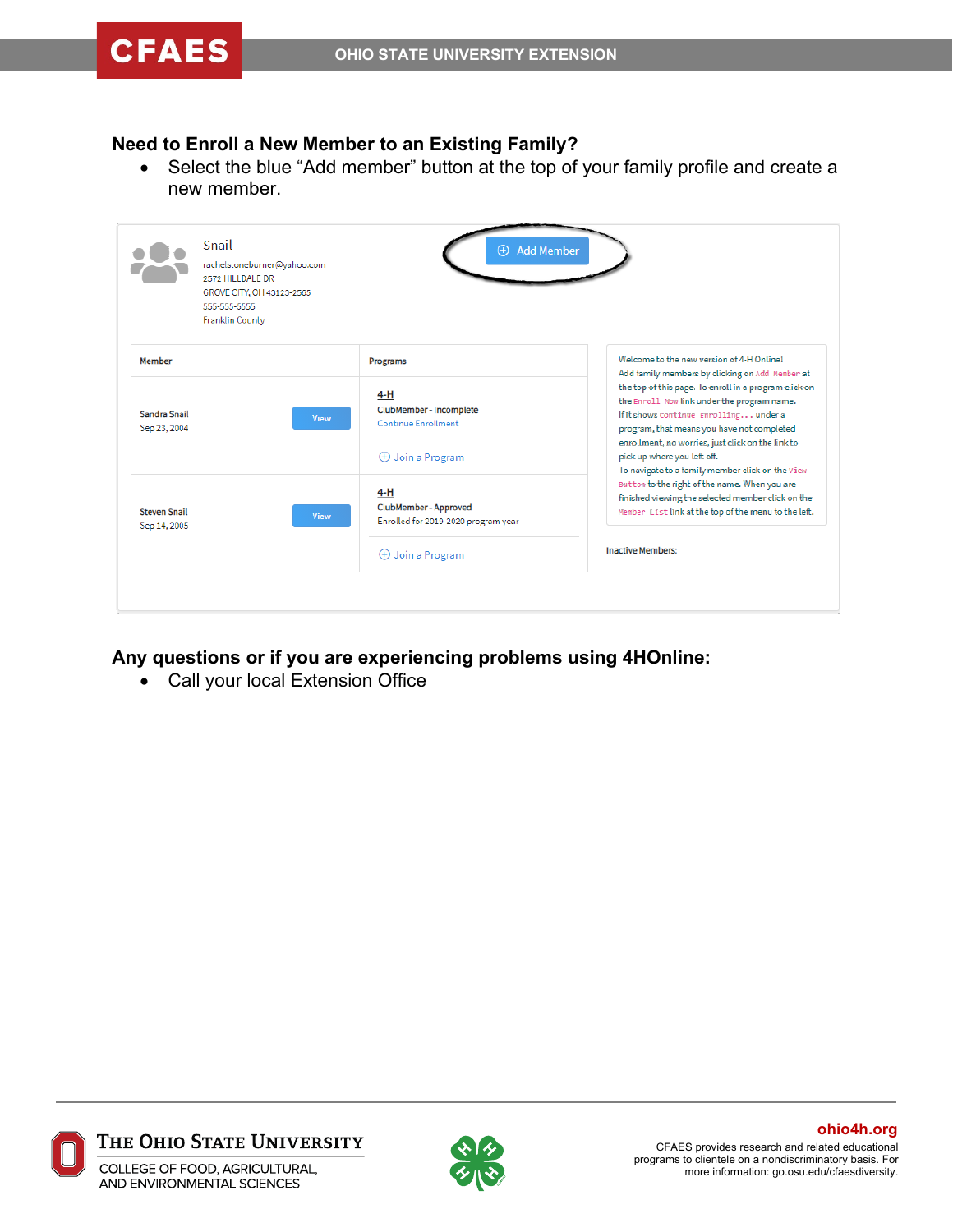### Need to Enroll a New Member to an Existing Family?

- Select the blue "Add member" button at the top of your family profile and create a new member.

### Any questions or if you are experiencing problems using 4HOnline:

- Call your local Extension Office